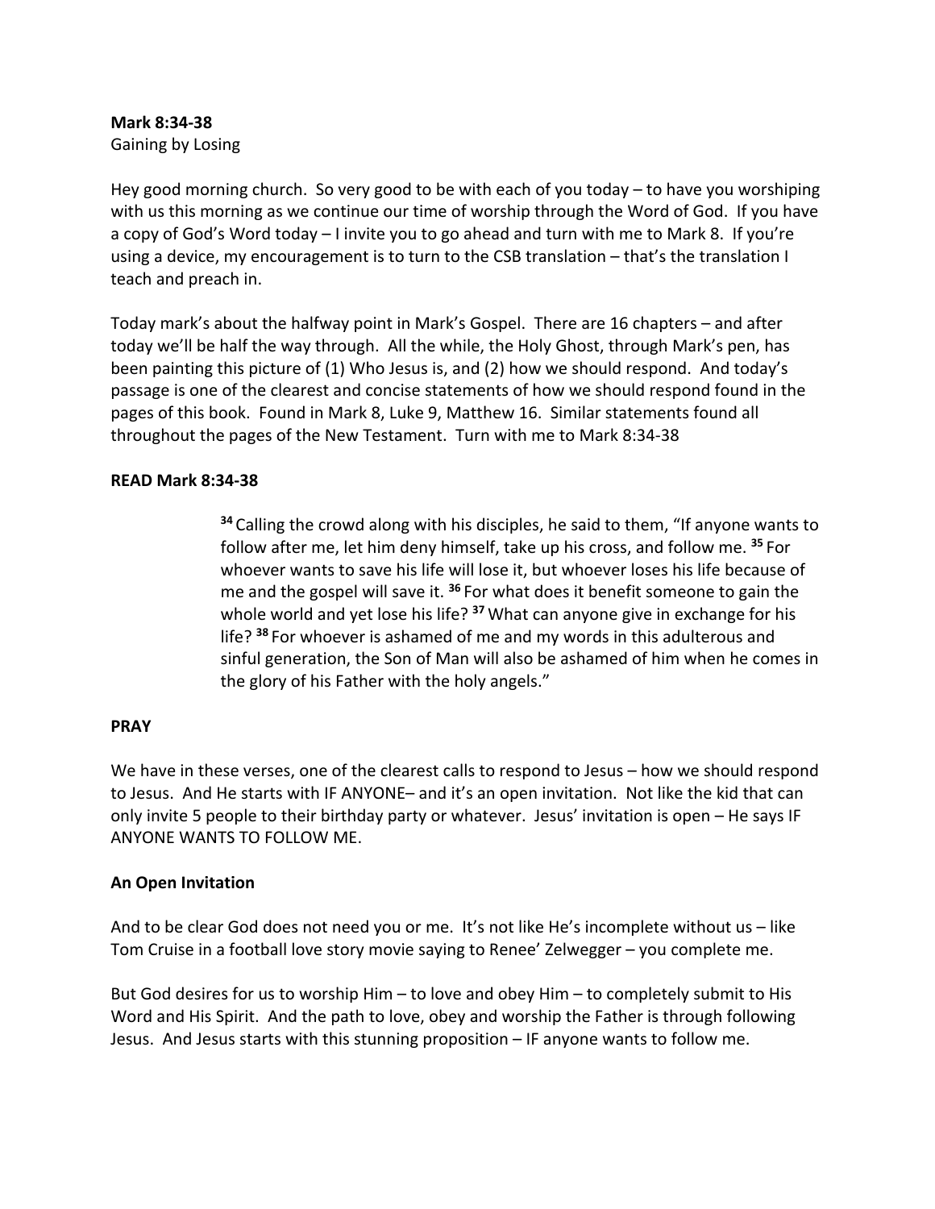**Mark 8:34-38**
Gaining by Losing

Hey good morning church. So very good to be with each of you today – to have you worshiping with us this morning as we continue our time of worship through the Word of God. If you have a copy of God's Word today – I invite you to go ahead and turn with me to Mark 8. If you're using a device, my encouragement is to turn to the CSB translation – that's the translation I teach and preach in.

Today mark's about the halfway point in Mark's Gospel. There are 16 chapters – and after today we'll be half the way through. All the while, the Holy Ghost, through Mark's pen, has been painting this picture of (1) Who Jesus is, and (2) how we should respond. And today's passage is one of the clearest and concise statements of how we should respond found in the pages of this book. Found in Mark 8, Luke 9, Matthew 16. Similar statements found all throughout the pages of the New Testament. Turn with me to Mark 8:34-38

**READ Mark 8:34-38**

> **34** Calling the crowd along with his disciples, he said to them, "If anyone wants to follow after me, let him deny himself, take up his cross, and follow me. **35** For whoever wants to save his life will lose it, but whoever loses his life because of me and the gospel will save it. **36** For what does it benefit someone to gain the whole world and yet lose his life? **37** What can anyone give in exchange for his life? **38** For whoever is ashamed of me and my words in this adulterous and sinful generation, the Son of Man will also be ashamed of him when he comes in the glory of his Father with the holy angels."

**PRAY**

We have in these verses, one of the clearest calls to respond to Jesus – how we should respond to Jesus. And He starts with IF ANYONE– and it's an open invitation. Not like the kid that can only invite 5 people to their birthday party or whatever. Jesus' invitation is open – He says IF ANYONE WANTS TO FOLLOW ME.

**An Open Invitation**

And to be clear God does not need you or me. It's not like He's incomplete without us – like Tom Cruise in a football love story movie saying to Renee' Zelwegger – you complete me.

But God desires for us to worship Him – to love and obey Him – to completely submit to His Word and His Spirit. And the path to love, obey and worship the Father is through following Jesus. And Jesus starts with this stunning proposition – IF anyone wants to follow me.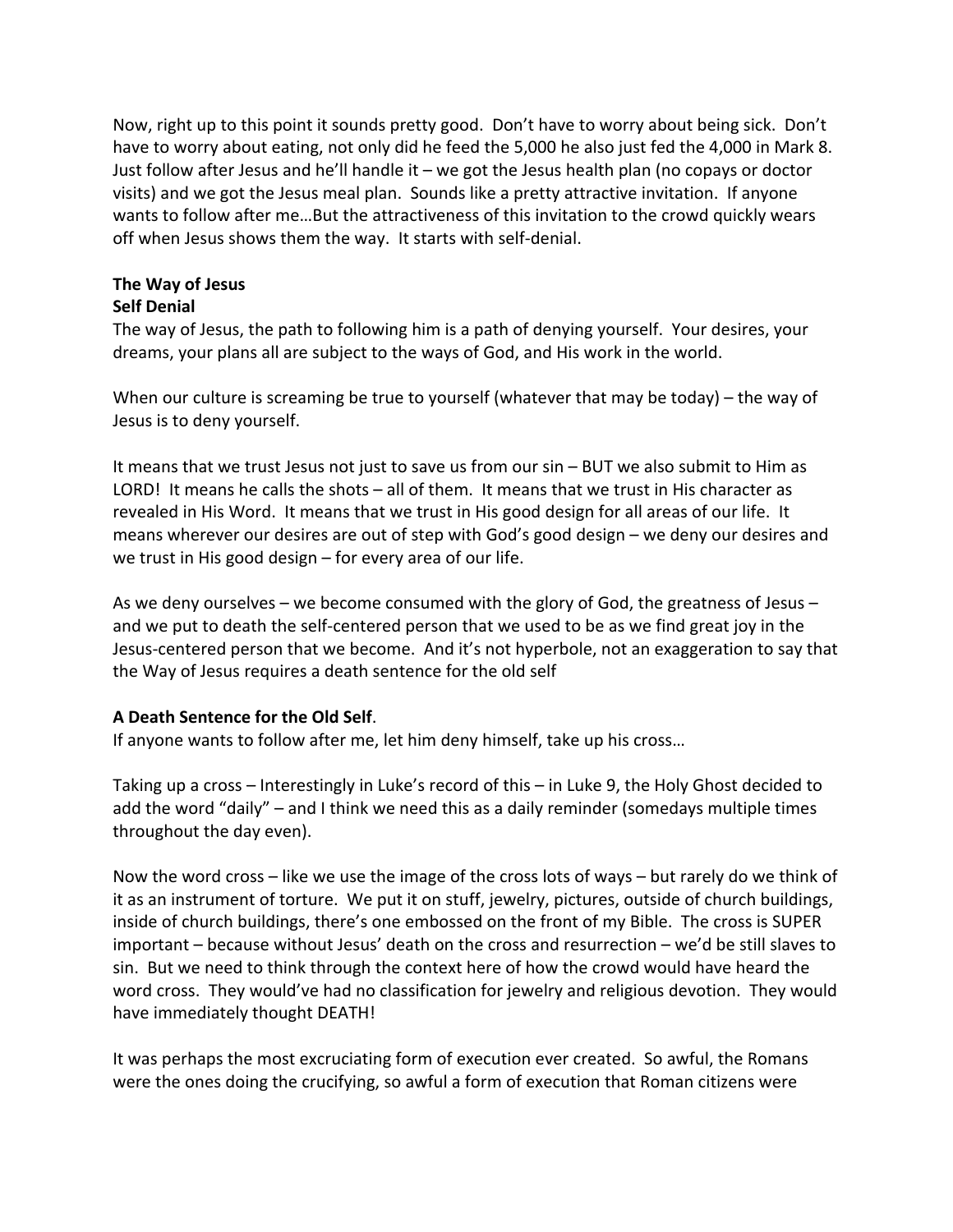Now, right up to this point it sounds pretty good. Don't have to worry about being sick. Don't have to worry about eating, not only did he feed the 5,000 he also just fed the 4,000 in Mark 8. Just follow after Jesus and he'll handle it – we got the Jesus health plan (no copays or doctor visits) and we got the Jesus meal plan. Sounds like a pretty attractive invitation. If anyone wants to follow after me…But the attractiveness of this invitation to the crowd quickly wears off when Jesus shows them the way. It starts with self-denial.

**The Way of Jesus**

**Self Denial**

The way of Jesus, the path to following him is a path of denying yourself. Your desires, your dreams, your plans all are subject to the ways of God, and His work in the world.

When our culture is screaming be true to yourself (whatever that may be today) – the way of Jesus is to deny yourself.

It means that we trust Jesus not just to save us from our sin – BUT we also submit to Him as LORD! It means he calls the shots – all of them. It means that we trust in His character as revealed in His Word. It means that we trust in His good design for all areas of our life. It means wherever our desires are out of step with God's good design – we deny our desires and we trust in His good design – for every area of our life.

As we deny ourselves – we become consumed with the glory of God, the greatness of Jesus – and we put to death the self-centered person that we used to be as we find great joy in the Jesus-centered person that we become. And it's not hyperbole, not an exaggeration to say that the Way of Jesus requires a death sentence for the old self

**A Death Sentence for the Old Self**.

If anyone wants to follow after me, let him deny himself, take up his cross…

Taking up a cross – Interestingly in Luke's record of this – in Luke 9, the Holy Ghost decided to add the word "daily" – and I think we need this as a daily reminder (somedays multiple times throughout the day even).

Now the word cross – like we use the image of the cross lots of ways – but rarely do we think of it as an instrument of torture. We put it on stuff, jewelry, pictures, outside of church buildings, inside of church buildings, there's one embossed on the front of my Bible. The cross is SUPER important – because without Jesus' death on the cross and resurrection – we'd be still slaves to sin. But we need to think through the context here of how the crowd would have heard the word cross. They would've had no classification for jewelry and religious devotion. They would have immediately thought DEATH!

It was perhaps the most excruciating form of execution ever created. So awful, the Romans were the ones doing the crucifying, so awful a form of execution that Roman citizens were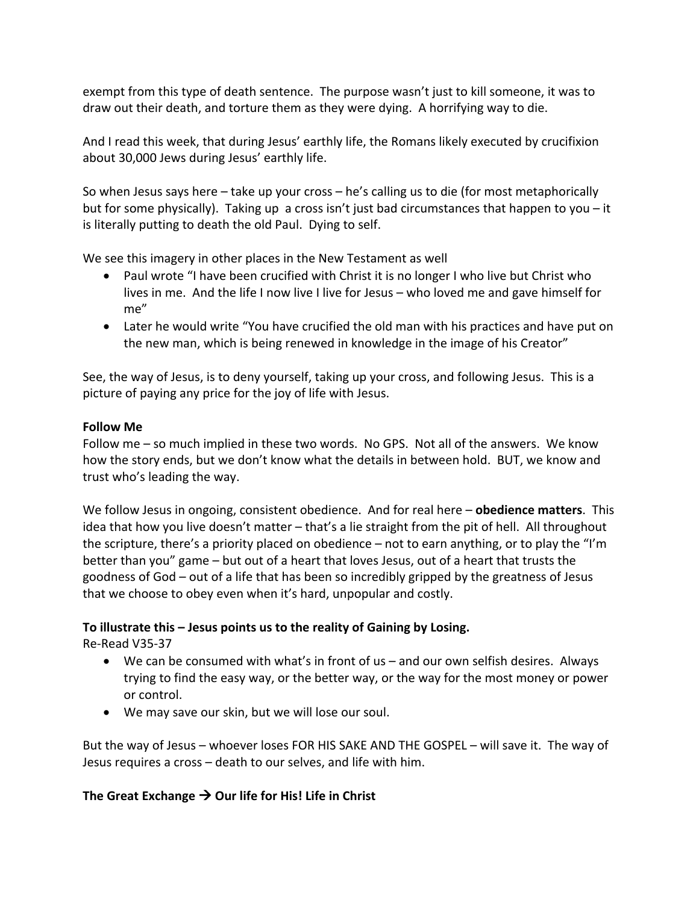exempt from this type of death sentence. The purpose wasn't just to kill someone, it was to draw out their death, and torture them as they were dying. A horrifying way to die.

And I read this week, that during Jesus' earthly life, the Romans likely executed by crucifixion about 30,000 Jews during Jesus' earthly life.

So when Jesus says here – take up your cross – he's calling us to die (for most metaphorically but for some physically). Taking up a cross isn't just bad circumstances that happen to you – it is literally putting to death the old Paul. Dying to self.

We see this imagery in other places in the New Testament as well

- Paul wrote "I have been crucified with Christ it is no longer I who live but Christ who lives in me. And the life I now live I live for Jesus – who loved me and gave himself for me"
- Later he would write "You have crucified the old man with his practices and have put on the new man, which is being renewed in knowledge in the image of his Creator"

See, the way of Jesus, is to deny yourself, taking up your cross, and following Jesus. This is a picture of paying any price for the joy of life with Jesus.

**Follow Me**
Follow me – so much implied in these two words. No GPS. Not all of the answers. We know how the story ends, but we don't know what the details in between hold. BUT, we know and trust who's leading the way.

We follow Jesus in ongoing, consistent obedience. And for real here – **obedience matters**. This idea that how you live doesn't matter – that's a lie straight from the pit of hell. All throughout the scripture, there's a priority placed on obedience – not to earn anything, or to play the "I'm better than you" game – but out of a heart that loves Jesus, out of a heart that trusts the goodness of God – out of a life that has been so incredibly gripped by the greatness of Jesus that we choose to obey even when it's hard, unpopular and costly.

**To illustrate this – Jesus points us to the reality of Gaining by Losing.**
Re-Read V35-37

- We can be consumed with what's in front of us – and our own selfish desires. Always trying to find the easy way, or the better way, or the way for the most money or power or control.
- We may save our skin, but we will lose our soul.

But the way of Jesus – whoever loses FOR HIS SAKE AND THE GOSPEL – will save it. The way of Jesus requires a cross – death to our selves, and life with him.

**The Great Exchange → Our life for His! Life in Christ**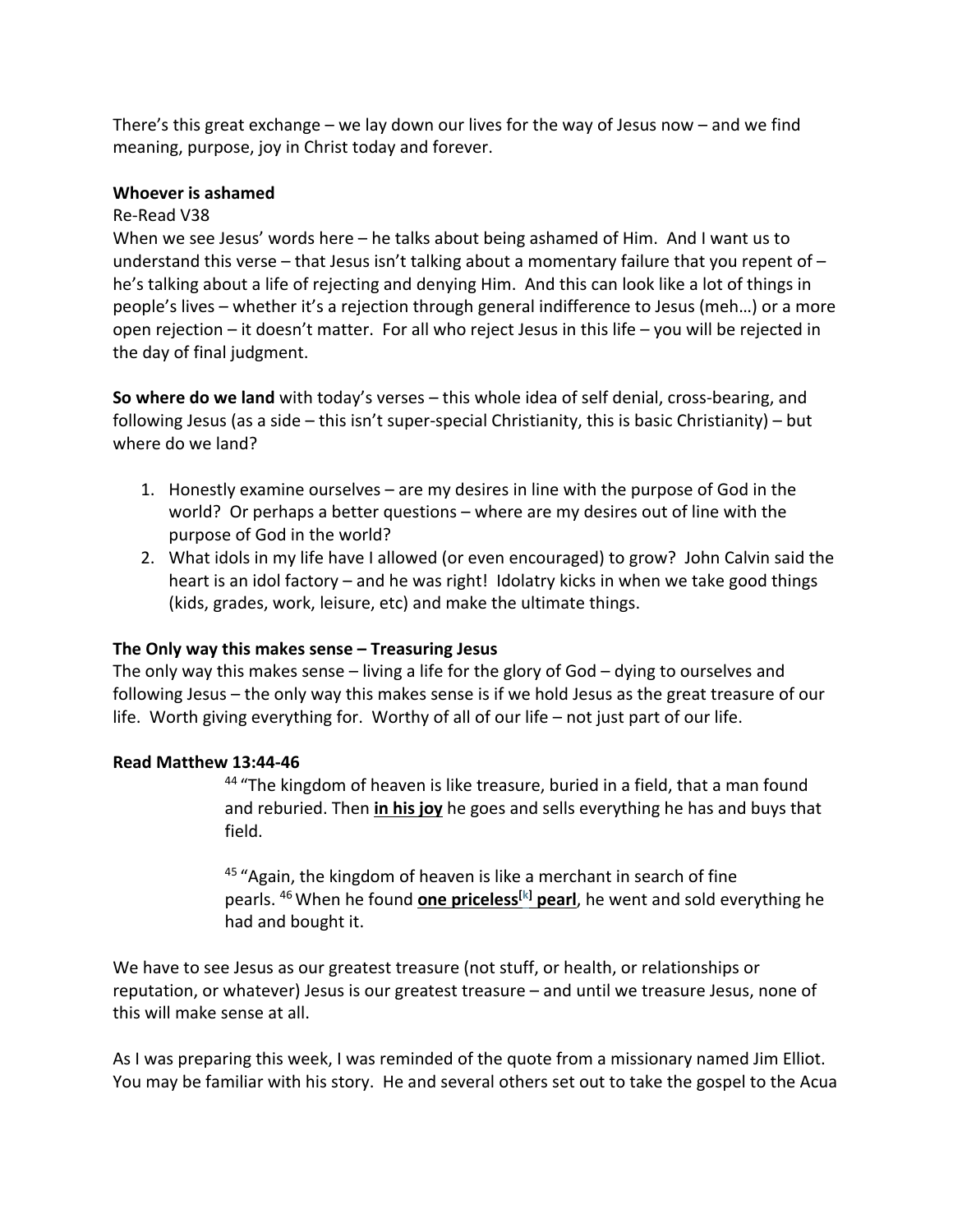There's this great exchange – we lay down our lives for the way of Jesus now – and we find meaning, purpose, joy in Christ today and forever.

**Whoever is ashamed**

Re-Read V38

When we see Jesus' words here – he talks about being ashamed of Him. And I want us to understand this verse – that Jesus isn't talking about a momentary failure that you repent of – he's talking about a life of rejecting and denying Him. And this can look like a lot of things in people's lives – whether it's a rejection through general indifference to Jesus (meh…) or a more open rejection – it doesn't matter. For all who reject Jesus in this life – you will be rejected in the day of final judgment.

**So where do we land** with today's verses – this whole idea of self denial, cross-bearing, and following Jesus (as a side – this isn't super-special Christianity, this is basic Christianity) – but where do we land?

1. Honestly examine ourselves – are my desires in line with the purpose of God in the world? Or perhaps a better questions – where are my desires out of line with the purpose of God in the world?
2. What idols in my life have I allowed (or even encouraged) to grow? John Calvin said the heart is an idol factory – and he was right! Idolatry kicks in when we take good things (kids, grades, work, leisure, etc) and make the ultimate things.

**The Only way this makes sense – Treasuring Jesus**

The only way this makes sense – living a life for the glory of God – dying to ourselves and following Jesus – the only way this makes sense is if we hold Jesus as the great treasure of our life. Worth giving everything for. Worthy of all of our life – not just part of our life.

**Read Matthew 13:44-46**

> [44] "The kingdom of heaven is like treasure, buried in a field, that a man found and reburied. Then **<u>in his joy</u>** he goes and sells everything he has and buys that field.
>
> [45] "Again, the kingdom of heaven is like a merchant in search of fine pearls. [46] When he found **<u>one priceless[k] pearl</u>**, he went and sold everything he had and bought it.

We have to see Jesus as our greatest treasure (not stuff, or health, or relationships or reputation, or whatever) Jesus is our greatest treasure – and until we treasure Jesus, none of this will make sense at all.

As I was preparing this week, I was reminded of the quote from a missionary named Jim Elliot. You may be familiar with his story. He and several others set out to take the gospel to the Acua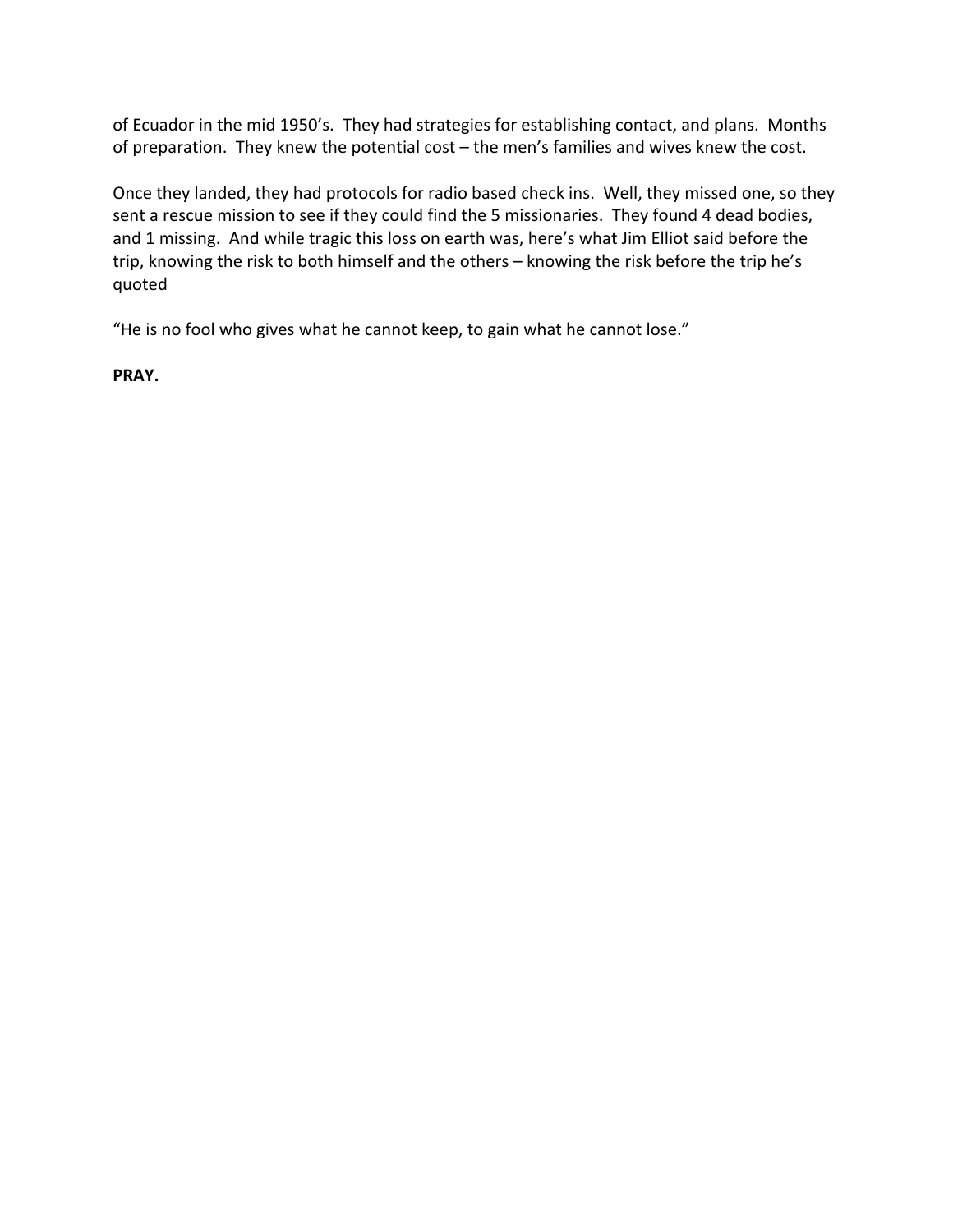of Ecuador in the mid 1950's. They had strategies for establishing contact, and plans. Months of preparation. They knew the potential cost – the men's families and wives knew the cost.

Once they landed, they had protocols for radio based check ins. Well, they missed one, so they sent a rescue mission to see if they could find the 5 missionaries. They found 4 dead bodies, and 1 missing. And while tragic this loss on earth was, here's what Jim Elliot said before the trip, knowing the risk to both himself and the others – knowing the risk before the trip he's quoted

"He is no fool who gives what he cannot keep, to gain what he cannot lose."

**PRAY.**